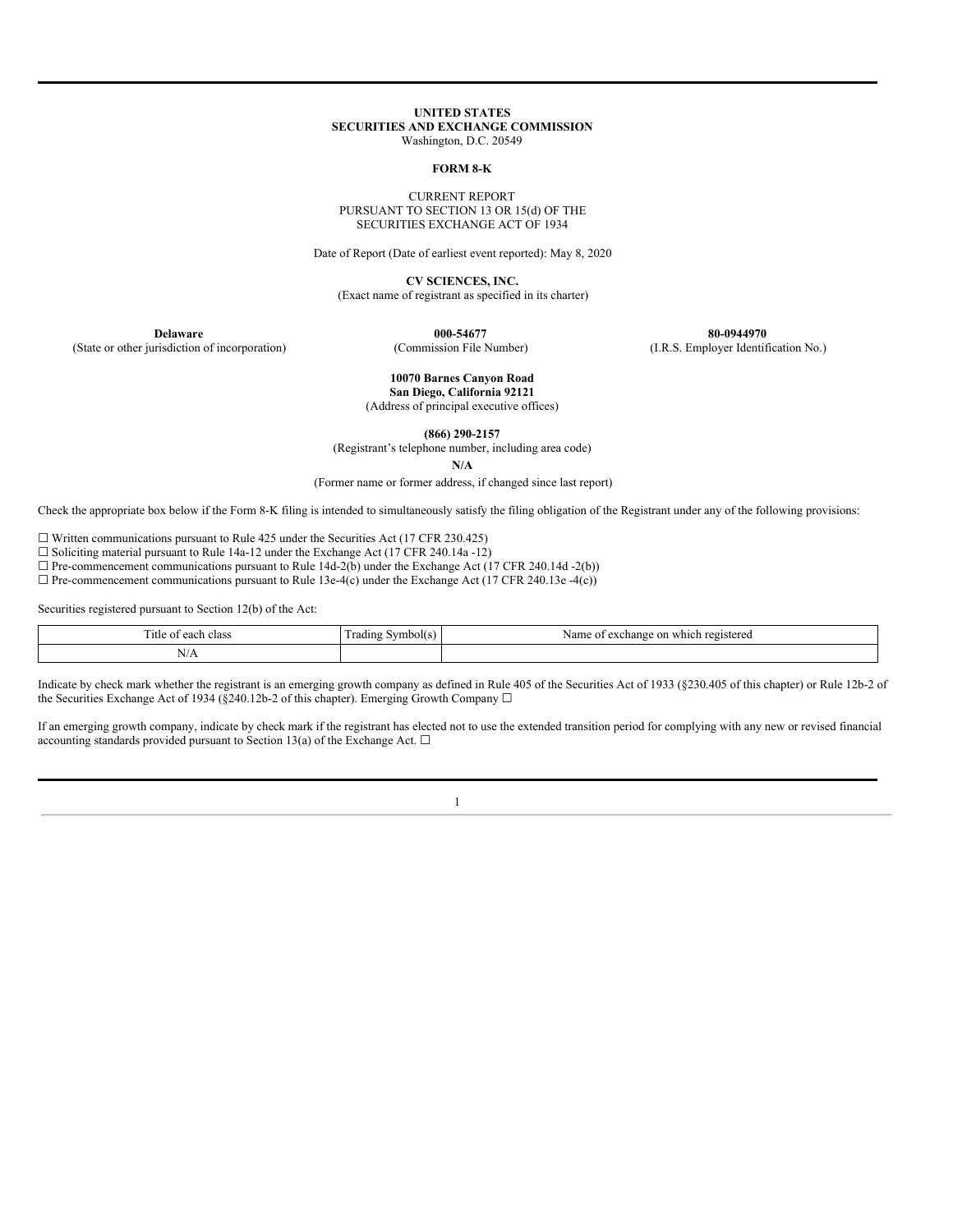**UNITED STATES**
**SECURITIES AND EXCHANGE COMMISSION**
Washington, D.C. 20549

**FORM 8-K**

CURRENT REPORT
PURSUANT TO SECTION 13 OR 15(d) OF THE
SECURITIES EXCHANGE ACT OF 1934

Date of Report (Date of earliest event reported): May 8, 2020

**CV SCIENCES, INC.**
(Exact name of registrant as specified in its charter)

| **Delaware** | **000-54677** | **80-0944970** |
|---|---|---|
| (State or other jurisdiction of incorporation) | (Commission File Number) | (I.R.S. Employer Identification No.) |

**10070 Barnes Canyon Road**
**San Diego, California 92121**
(Address of principal executive offices)

**(866) 290-2157**
(Registrant's telephone number, including area code)

**N/A**
(Former name or former address, if changed since last report)

Check the appropriate box below if the Form 8-K filing is intended to simultaneously satisfy the filing obligation of the Registrant under any of the following provisions:

☐ Written communications pursuant to Rule 425 under the Securities Act (17 CFR 230.425)
☐ Soliciting material pursuant to Rule 14a-12 under the Exchange Act (17 CFR 240.14a -12)
☐ Pre-commencement communications pursuant to Rule 14d-2(b) under the Exchange Act (17 CFR 240.14d -2(b))
☐ Pre-commencement communications pursuant to Rule 13e-4(c) under the Exchange Act (17 CFR 240.13e -4(c))

Securities registered pursuant to Section 12(b) of the Act:

| Title of each class | Trading Symbol(s) | Name of exchange on which registered |
|---|---|---|
| N/A | | |

Indicate by check mark whether the registrant is an emerging growth company as defined in Rule 405 of the Securities Act of 1933 (§230.405 of this chapter) or Rule 12b-2 of the Securities Exchange Act of 1934 (§240.12b-2 of this chapter). Emerging Growth Company ☐

If an emerging growth company, indicate by check mark if the registrant has elected not to use the extended transition period for complying with any new or revised financial accounting standards provided pursuant to Section 13(a) of the Exchange Act. ☐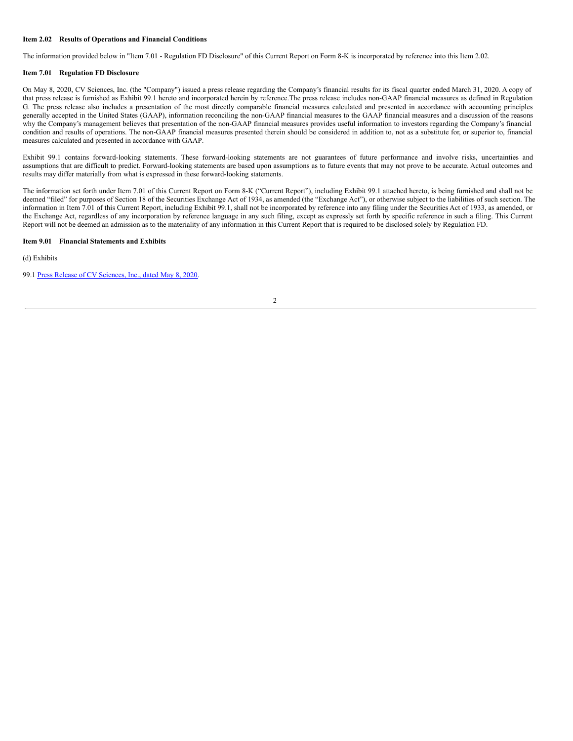**Item 2.02 Results of Operations and Financial Conditions**

The information provided below in "Item 7.01 - Regulation FD Disclosure" of this Current Report on Form 8-K is incorporated by reference into this Item 2.02.

**Item 7.01 Regulation FD Disclosure**

On May 8, 2020, CV Sciences, Inc. (the "Company") issued a press release regarding the Company's financial results for its fiscal quarter ended March 31, 2020. A copy of that press release is furnished as Exhibit 99.1 hereto and incorporated herein by reference.The press release includes non-GAAP financial measures as defined in Regulation G. The press release also includes a presentation of the most directly comparable financial measures calculated and presented in accordance with accounting principles generally accepted in the United States (GAAP), information reconciling the non-GAAP financial measures to the GAAP financial measures and a discussion of the reasons why the Company's management believes that presentation of the non-GAAP financial measures provides useful information to investors regarding the Company's financial condition and results of operations. The non-GAAP financial measures presented therein should be considered in addition to, not as a substitute for, or superior to, financial measures calculated and presented in accordance with GAAP.

Exhibit 99.1 contains forward-looking statements. These forward-looking statements are not guarantees of future performance and involve risks, uncertainties and assumptions that are difficult to predict. Forward-looking statements are based upon assumptions as to future events that may not prove to be accurate. Actual outcomes and results may differ materially from what is expressed in these forward-looking statements.

The information set forth under Item 7.01 of this Current Report on Form 8-K ("Current Report"), including Exhibit 99.1 attached hereto, is being furnished and shall not be deemed "filed" for purposes of Section 18 of the Securities Exchange Act of 1934, as amended (the "Exchange Act"), or otherwise subject to the liabilities of such section. The information in Item 7.01 of this Current Report, including Exhibit 99.1, shall not be incorporated by reference into any filing under the Securities Act of 1933, as amended, or the Exchange Act, regardless of any incorporation by reference language in any such filing, except as expressly set forth by specific reference in such a filing. This Current Report will not be deemed an admission as to the materiality of any information in this Current Report that is required to be disclosed solely by Regulation FD.

**Item 9.01 Financial Statements and Exhibits**

(d) Exhibits

99.1 Press Release of CV Sciences, Inc., dated May 8, 2020.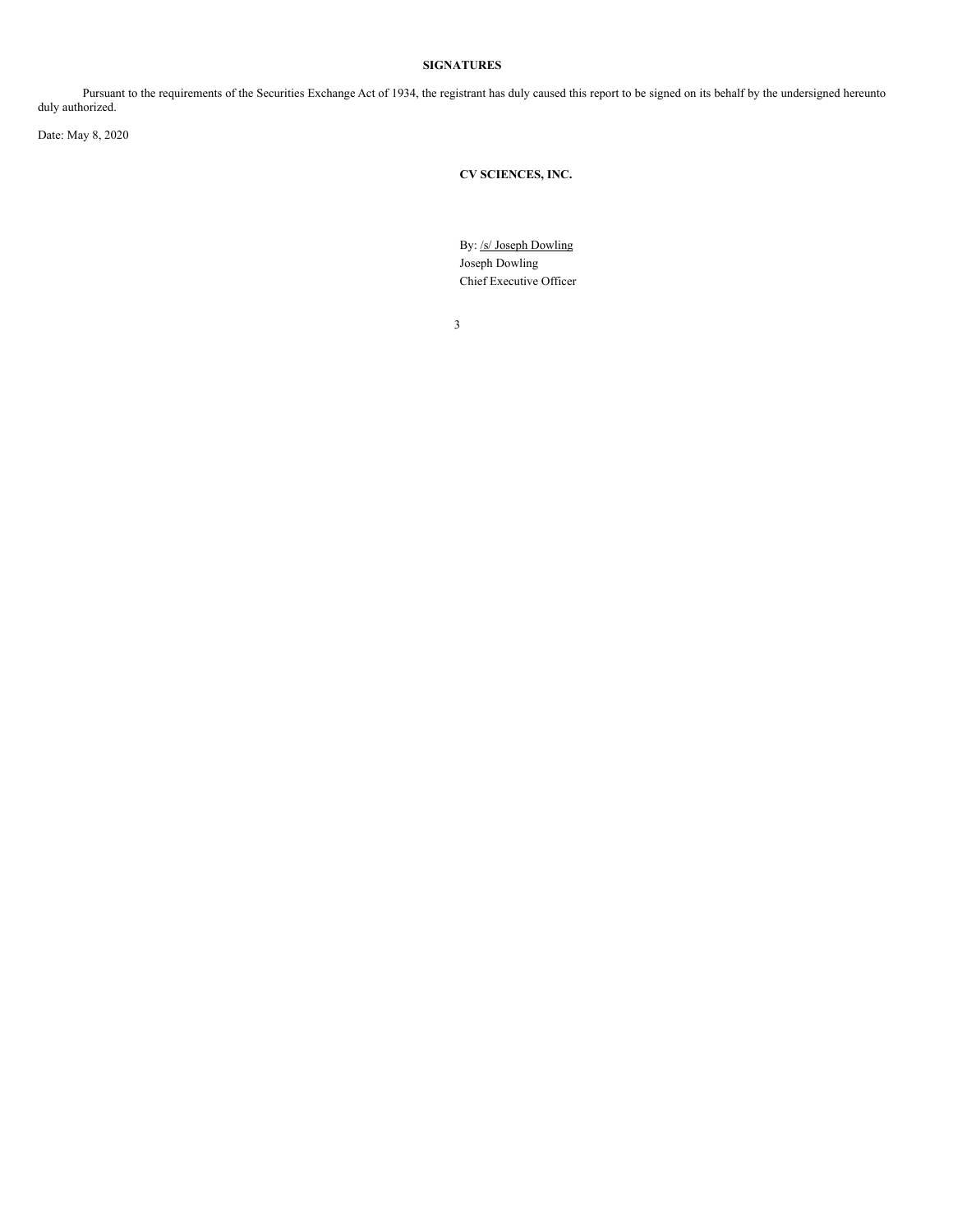## SIGNATURES

Pursuant to the requirements of the Securities Exchange Act of 1934, the registrant has duly caused this report to be signed on its behalf by the undersigned hereunto duly authorized.

Date: May 8, 2020

**CV SCIENCES, INC.**

By: /s/ Joseph Dowling
Joseph Dowling
Chief Executive Officer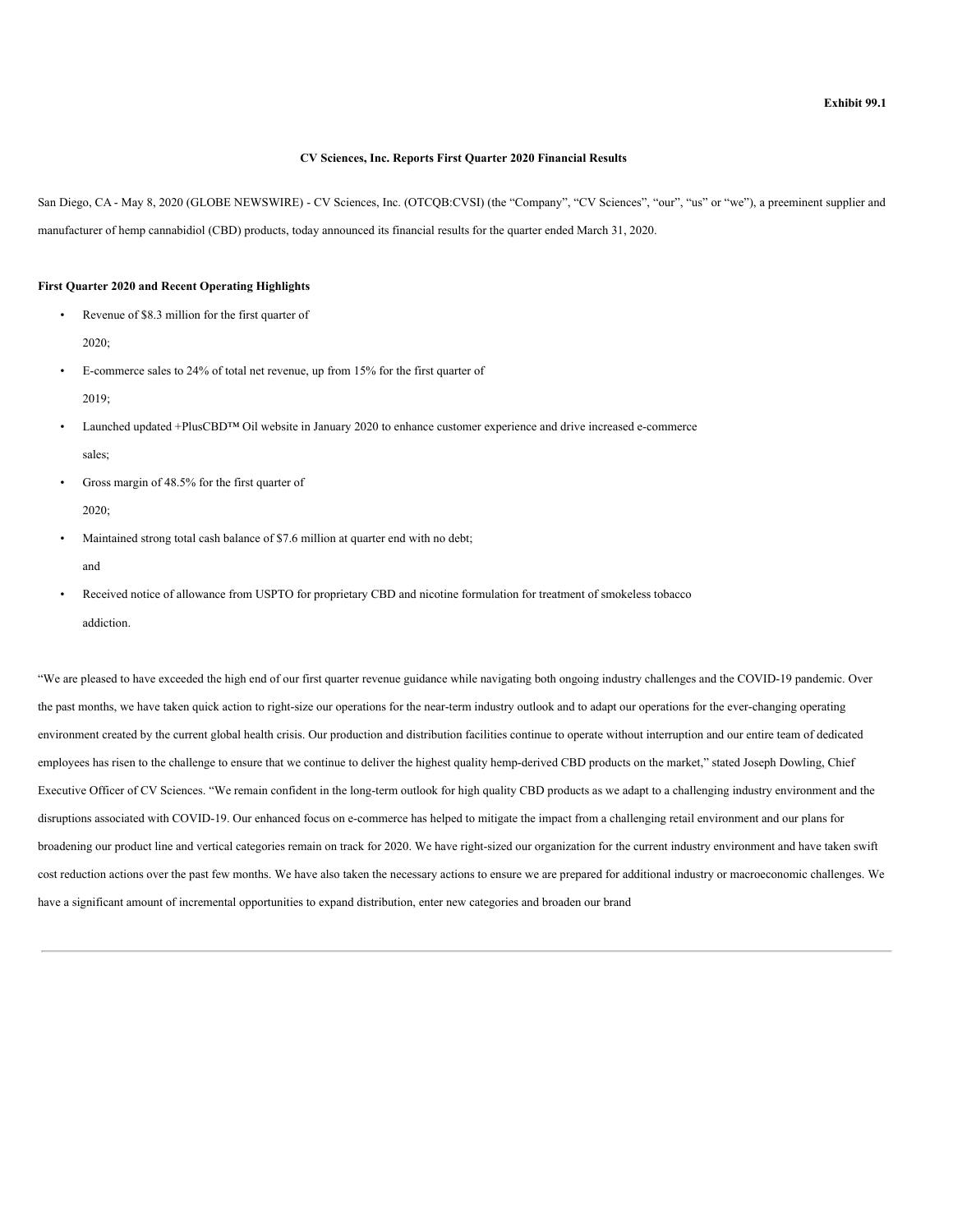Exhibit 99.1

**CV Sciences, Inc. Reports First Quarter 2020 Financial Results**

San Diego, CA - May 8, 2020 (GLOBE NEWSWIRE) - CV Sciences, Inc. (OTCQB:CVSI) (the "Company", "CV Sciences", "our", "us" or "we"), a preeminent supplier and manufacturer of hemp cannabidiol (CBD) products, today announced its financial results for the quarter ended March 31, 2020.

**First Quarter 2020 and Recent Operating Highlights**

- Revenue of $8.3 million for the first quarter of 2020;
- E-commerce sales to 24% of total net revenue, up from 15% for the first quarter of 2019;
- Launched updated +PlusCBD™ Oil website in January 2020 to enhance customer experience and drive increased e-commerce sales;
- Gross margin of 48.5% for the first quarter of 2020;
- Maintained strong total cash balance of $7.6 million at quarter end with no debt; and
- Received notice of allowance from USPTO for proprietary CBD and nicotine formulation for treatment of smokeless tobacco addiction.

"We are pleased to have exceeded the high end of our first quarter revenue guidance while navigating both ongoing industry challenges and the COVID-19 pandemic. Over the past months, we have taken quick action to right-size our operations for the near-term industry outlook and to adapt our operations for the ever-changing operating environment created by the current global health crisis. Our production and distribution facilities continue to operate without interruption and our entire team of dedicated employees has risen to the challenge to ensure that we continue to deliver the highest quality hemp-derived CBD products on the market," stated Joseph Dowling, Chief Executive Officer of CV Sciences. "We remain confident in the long-term outlook for high quality CBD products as we adapt to a challenging industry environment and the disruptions associated with COVID-19. Our enhanced focus on e-commerce has helped to mitigate the impact from a challenging retail environment and our plans for broadening our product line and vertical categories remain on track for 2020. We have right-sized our organization for the current industry environment and have taken swift cost reduction actions over the past few months. We have also taken the necessary actions to ensure we are prepared for additional industry or macroeconomic challenges. We have a significant amount of incremental opportunities to expand distribution, enter new categories and broaden our brand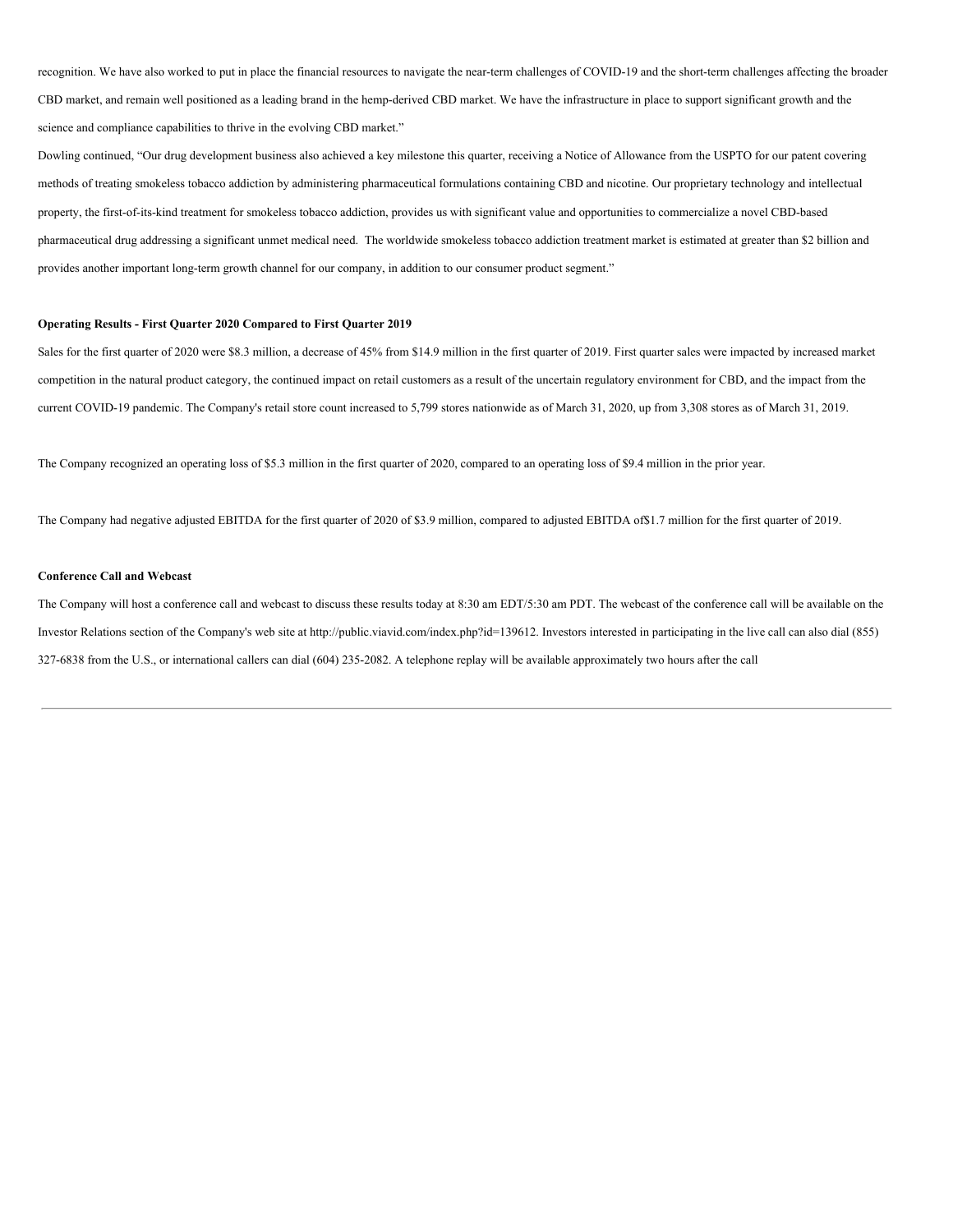recognition. We have also worked to put in place the financial resources to navigate the near-term challenges of COVID-19 and the short-term challenges affecting the broader CBD market, and remain well positioned as a leading brand in the hemp-derived CBD market. We have the infrastructure in place to support significant growth and the science and compliance capabilities to thrive in the evolving CBD market."

Dowling continued, "Our drug development business also achieved a key milestone this quarter, receiving a Notice of Allowance from the USPTO for our patent covering methods of treating smokeless tobacco addiction by administering pharmaceutical formulations containing CBD and nicotine. Our proprietary technology and intellectual property, the first-of-its-kind treatment for smokeless tobacco addiction, provides us with significant value and opportunities to commercialize a novel CBD-based pharmaceutical drug addressing a significant unmet medical need. The worldwide smokeless tobacco addiction treatment market is estimated at greater than $2 billion and provides another important long-term growth channel for our company, in addition to our consumer product segment."

**Operating Results - First Quarter 2020 Compared to First Quarter 2019**

Sales for the first quarter of 2020 were $8.3 million, a decrease of 45% from $14.9 million in the first quarter of 2019. First quarter sales were impacted by increased market competition in the natural product category, the continued impact on retail customers as a result of the uncertain regulatory environment for CBD, and the impact from the current COVID-19 pandemic. The Company's retail store count increased to 5,799 stores nationwide as of March 31, 2020, up from 3,308 stores as of March 31, 2019.

The Company recognized an operating loss of $5.3 million in the first quarter of 2020, compared to an operating loss of $9.4 million in the prior year.

The Company had negative adjusted EBITDA for the first quarter of 2020 of $3.9 million, compared to adjusted EBITDA of$1.7 million for the first quarter of 2019.

**Conference Call and Webcast**

The Company will host a conference call and webcast to discuss these results today at 8:30 am EDT/5:30 am PDT. The webcast of the conference call will be available on the Investor Relations section of the Company's web site at http://public.viavid.com/index.php?id=139612. Investors interested in participating in the live call can also dial (855) 327-6838 from the U.S., or international callers can dial (604) 235-2082. A telephone replay will be available approximately two hours after the call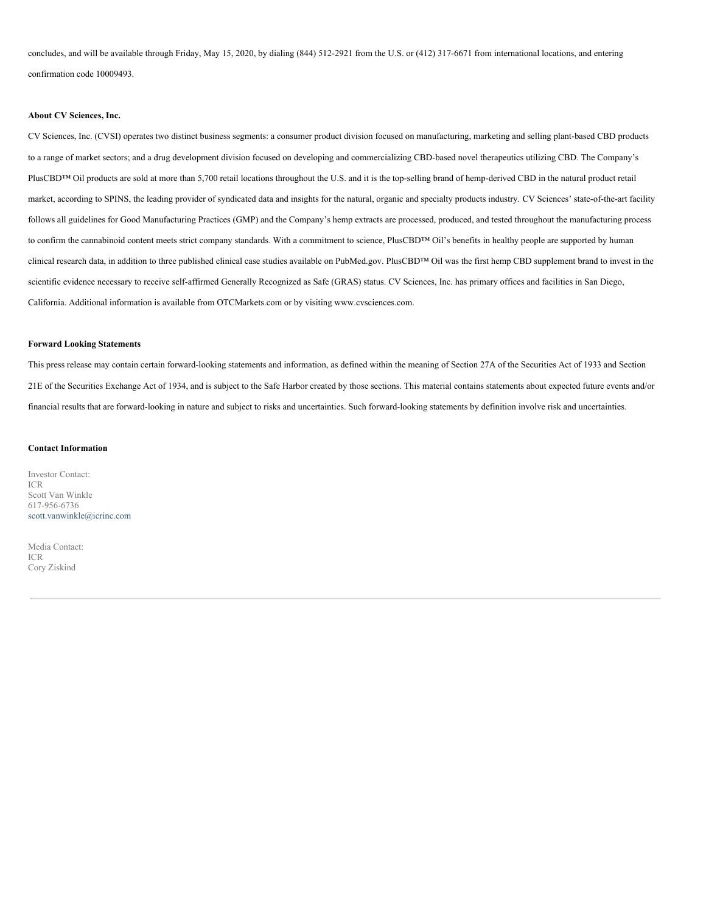concludes, and will be available through Friday, May 15, 2020, by dialing (844) 512-2921 from the U.S. or (412) 317-6671 from international locations, and entering confirmation code 10009493.

**About CV Sciences, Inc.**

CV Sciences, Inc. (CVSI) operates two distinct business segments: a consumer product division focused on manufacturing, marketing and selling plant-based CBD products to a range of market sectors; and a drug development division focused on developing and commercializing CBD-based novel therapeutics utilizing CBD. The Company's PlusCBD™ Oil products are sold at more than 5,700 retail locations throughout the U.S. and it is the top-selling brand of hemp-derived CBD in the natural product retail market, according to SPINS, the leading provider of syndicated data and insights for the natural, organic and specialty products industry. CV Sciences' state-of-the-art facility follows all guidelines for Good Manufacturing Practices (GMP) and the Company's hemp extracts are processed, produced, and tested throughout the manufacturing process to confirm the cannabinoid content meets strict company standards. With a commitment to science, PlusCBD™ Oil's benefits in healthy people are supported by human clinical research data, in addition to three published clinical case studies available on PubMed.gov. PlusCBD™ Oil was the first hemp CBD supplement brand to invest in the scientific evidence necessary to receive self-affirmed Generally Recognized as Safe (GRAS) status. CV Sciences, Inc. has primary offices and facilities in San Diego, California. Additional information is available from OTCMarkets.com or by visiting www.cvsciences.com.

**Forward Looking Statements**

This press release may contain certain forward-looking statements and information, as defined within the meaning of Section 27A of the Securities Act of 1933 and Section 21E of the Securities Exchange Act of 1934, and is subject to the Safe Harbor created by those sections. This material contains statements about expected future events and/or financial results that are forward-looking in nature and subject to risks and uncertainties. Such forward-looking statements by definition involve risk and uncertainties.

**Contact Information**

Investor Contact:
ICR
Scott Van Winkle
617-956-6736
scott.vanwinkle@icrinc.com

Media Contact:
ICR
Cory Ziskind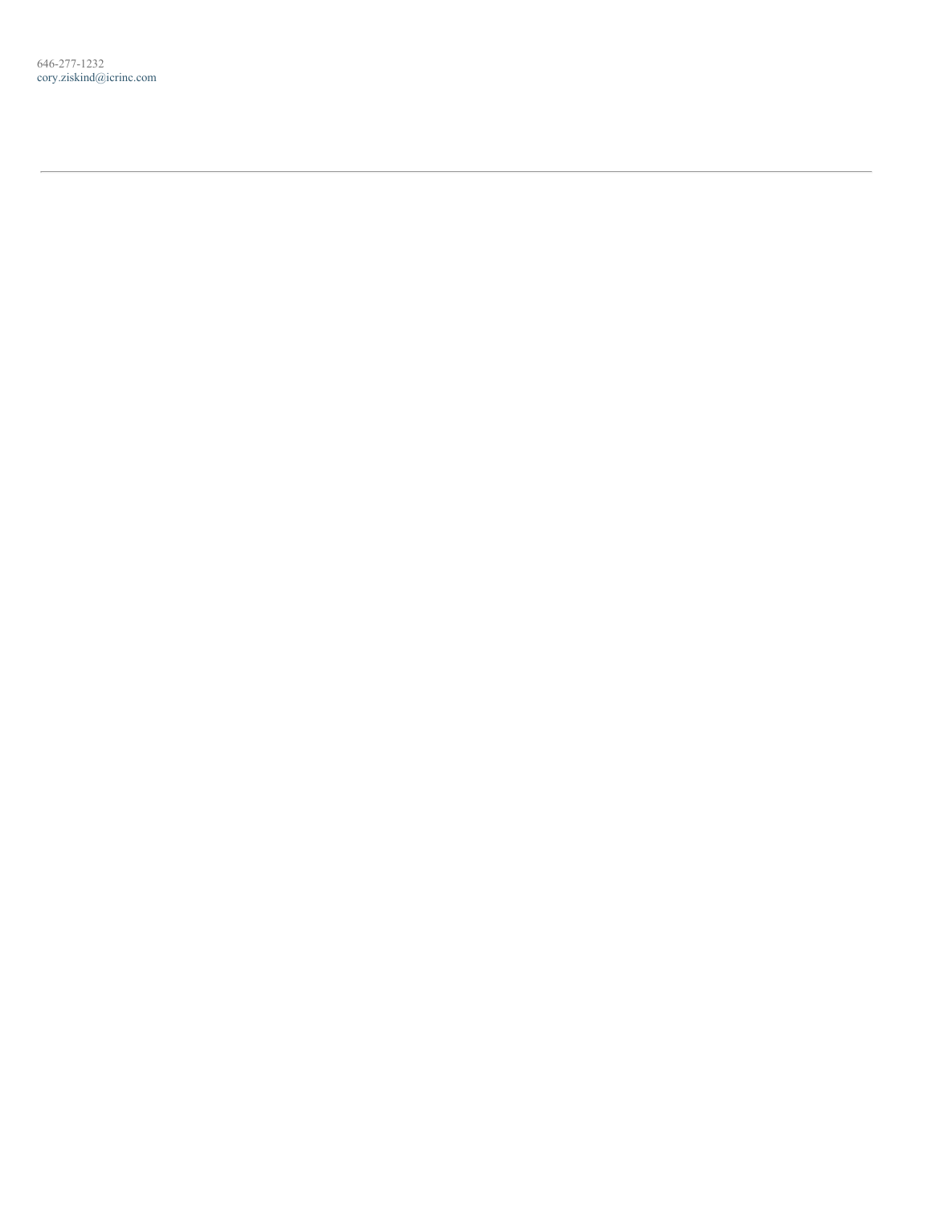646-277-1232
cory.ziskind@icrinc.com

---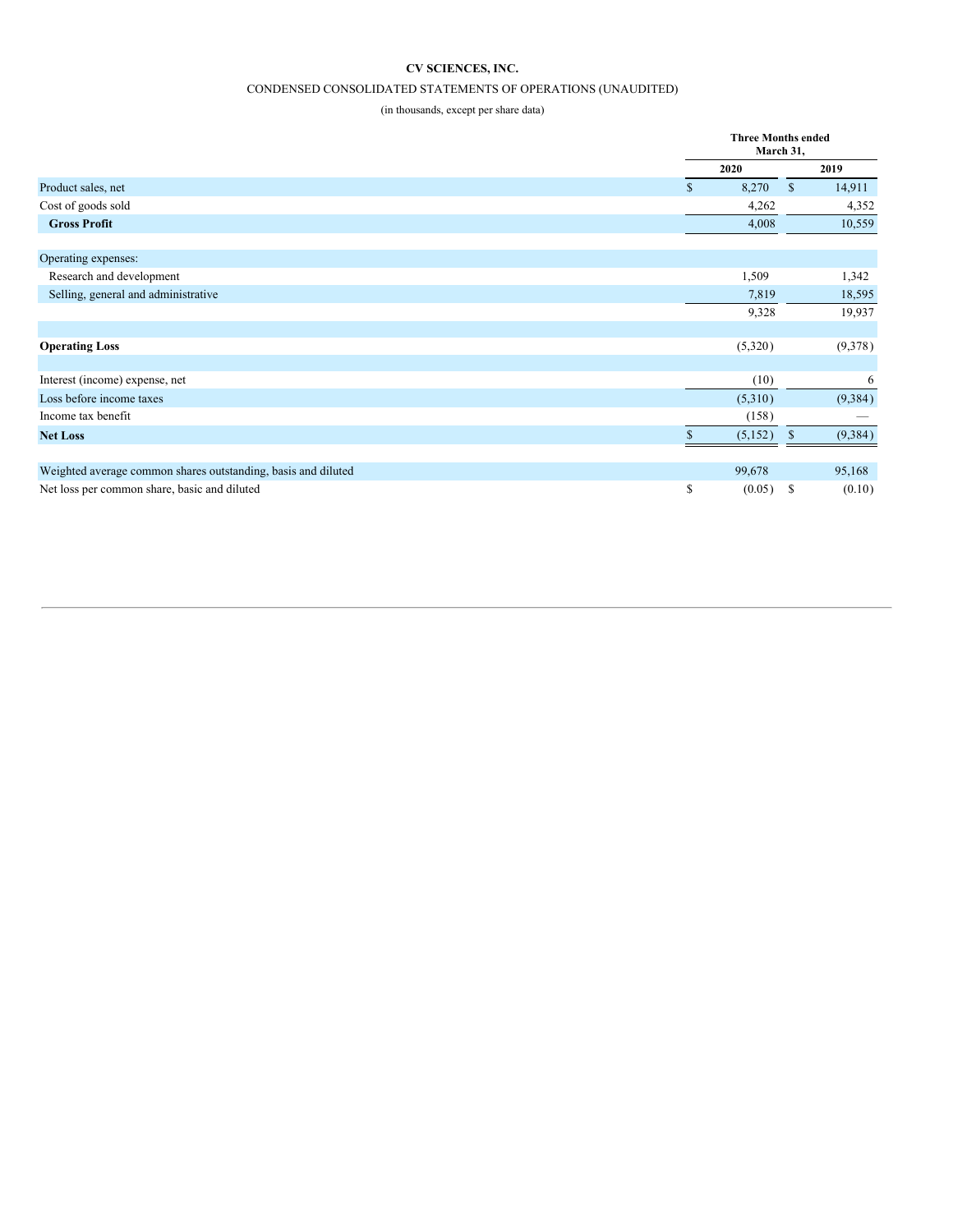**CV SCIENCES, INC.**

CONDENSED CONSOLIDATED STATEMENTS OF OPERATIONS (UNAUDITED)

(in thousands, except per share data)

| | Three Months ended March 31, | |
|---|---|---|
| | **2020** | **2019** |
| Product sales, net | $ 8,270 | $ 14,911 |
| Cost of goods sold | 4,262 | 4,352 |
| **Gross Profit** | 4,008 | 10,559 |
| | | |
| Operating expenses: | | |
| Research and development | 1,509 | 1,342 |
| Selling, general and administrative | 7,819 | 18,595 |
| | 9,328 | 19,937 |
| | | |
| **Operating Loss** | (5,320) | (9,378) |
| | | |
| Interest (income) expense, net | (10) | 6 |
| Loss before income taxes | (5,310) | (9,384) |
| Income tax benefit | (158) | — |
| **Net Loss** | $ (5,152) | $ (9,384) |
| | | |
| Weighted average common shares outstanding, basis and diluted | 99,678 | 95,168 |
| Net loss per common share, basic and diluted | $ (0.05) | $ (0.10) |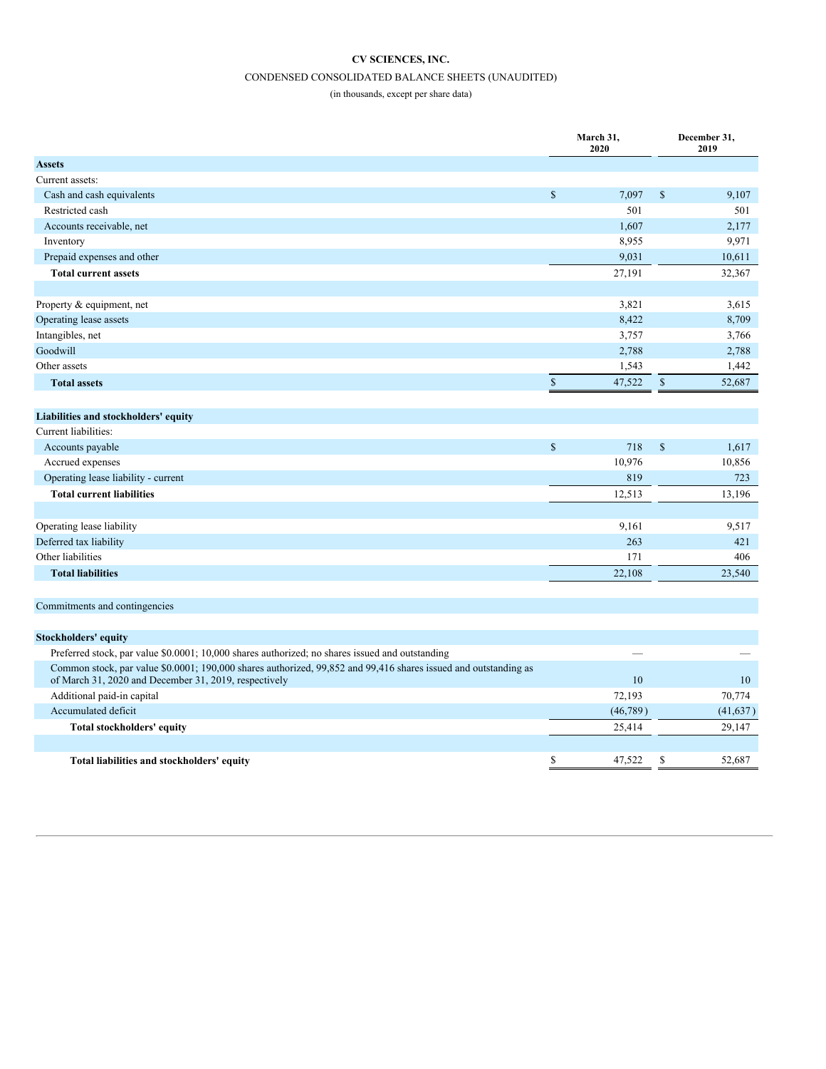# CV SCIENCES, INC.

CONDENSED CONSOLIDATED BALANCE SHEETS (UNAUDITED)

(in thousands, except per share data)

| | March 31, 2020 | December 31, 2019 |
|---|---|---|
| **Assets** | | |
| Current assets: | | |
| Cash and cash equivalents | $ 7,097 | $ 9,107 |
| Restricted cash | 501 | 501 |
| Accounts receivable, net | 1,607 | 2,177 |
| Inventory | 8,955 | 9,971 |
| Prepaid expenses and other | 9,031 | 10,611 |
| **Total current assets** | 27,191 | 32,367 |
| | | |
| Property & equipment, net | 3,821 | 3,615 |
| Operating lease assets | 8,422 | 8,709 |
| Intangibles, net | 3,757 | 3,766 |
| Goodwill | 2,788 | 2,788 |
| Other assets | 1,543 | 1,442 |
| **Total assets** | $ 47,522 | $ 52,687 |
| | | |
| **Liabilities and stockholders' equity** | | |
| Current liabilities: | | |
| Accounts payable | $ 718 | $ 1,617 |
| Accrued expenses | 10,976 | 10,856 |
| Operating lease liability - current | 819 | 723 |
| **Total current liabilities** | 12,513 | 13,196 |
| | | |
| Operating lease liability | 9,161 | 9,517 |
| Deferred tax liability | 263 | 421 |
| Other liabilities | 171 | 406 |
| **Total liabilities** | 22,108 | 23,540 |
| | | |
| Commitments and contingencies | | |
| | | |
| **Stockholders' equity** | | |
| Preferred stock, par value $0.0001; 10,000 shares authorized; no shares issued and outstanding | — | — |
| Common stock, par value $0.0001; 190,000 shares authorized, 99,852 and 99,416 shares issued and outstanding as of March 31, 2020 and December 31, 2019, respectively | 10 | 10 |
| Additional paid-in capital | 72,193 | 70,774 |
| Accumulated deficit | (46,789) | (41,637) |
| **Total stockholders' equity** | 25,414 | 29,147 |
| | | |
| **Total liabilities and stockholders' equity** | $ 47,522 | $ 52,687 |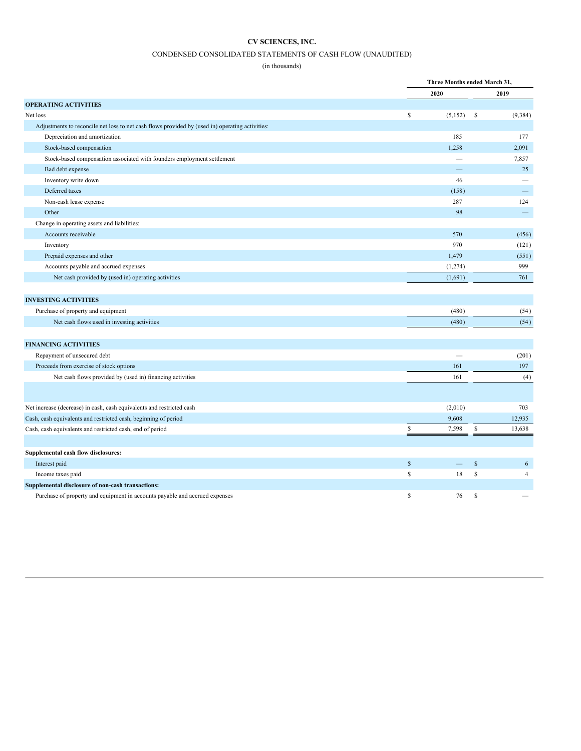# CV SCIENCES, INC.

CONDENSED CONSOLIDATED STATEMENTS OF CASH FLOW (UNAUDITED)

(in thousands)

| | Three Months ended March 31, | |
|---|---|---|
| | 2020 | 2019 |
| **OPERATING ACTIVITIES** | | |
| Net loss | $ (5,152) | $ (9,384) |
| Adjustments to reconcile net loss to net cash flows provided by (used in) operating activities: | | |
| Depreciation and amortization | 185 | 177 |
| Stock-based compensation | 1,258 | 2,091 |
| Stock-based compensation associated with founders employment settlement | — | 7,857 |
| Bad debt expense | — | 25 |
| Inventory write down | 46 | — |
| Deferred taxes | (158) | — |
| Non-cash lease expense | 287 | 124 |
| Other | 98 | — |
| Change in operating assets and liabilities: | | |
| Accounts receivable | 570 | (456) |
| Inventory | 970 | (121) |
| Prepaid expenses and other | 1,479 | (551) |
| Accounts payable and accrued expenses | (1,274) | 999 |
| Net cash provided by (used in) operating activities | (1,691) | 761 |
| **INVESTING ACTIVITIES** | | |
| Purchase of property and equipment | (480) | (54) |
| Net cash flows used in investing activities | (480) | (54) |
| **FINANCING ACTIVITIES** | | |
| Repayment of unsecured debt | — | (201) |
| Proceeds from exercise of stock options | 161 | 197 |
| Net cash flows provided by (used in) financing activities | 161 | (4) |
| Net increase (decrease) in cash, cash equivalents and restricted cash | (2,010) | 703 |
| Cash, cash equivalents and restricted cash, beginning of period | 9,608 | 12,935 |
| Cash, cash equivalents and restricted cash, end of period | $ 7,598 | $ 13,638 |
| **Supplemental cash flow disclosures:** | | |
| Interest paid | $ — | $ 6 |
| Income taxes paid | $ 18 | $ 4 |
| **Supplemental disclosure of non-cash transactions:** | | |
| Purchase of property and equipment in accounts payable and accrued expenses | $ 76 | $ — |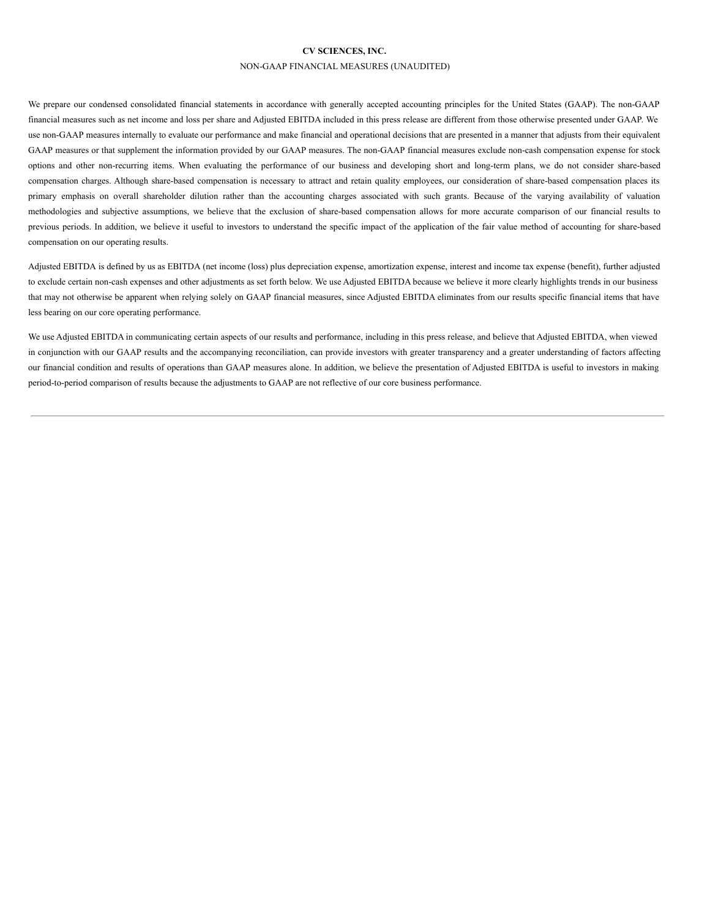**CV SCIENCES, INC.**

NON-GAAP FINANCIAL MEASURES (UNAUDITED)

We prepare our condensed consolidated financial statements in accordance with generally accepted accounting principles for the United States (GAAP). The non-GAAP financial measures such as net income and loss per share and Adjusted EBITDA included in this press release are different from those otherwise presented under GAAP. We use non-GAAP measures internally to evaluate our performance and make financial and operational decisions that are presented in a manner that adjusts from their equivalent GAAP measures or that supplement the information provided by our GAAP measures. The non-GAAP financial measures exclude non-cash compensation expense for stock options and other non-recurring items. When evaluating the performance of our business and developing short and long-term plans, we do not consider share-based compensation charges. Although share-based compensation is necessary to attract and retain quality employees, our consideration of share-based compensation places its primary emphasis on overall shareholder dilution rather than the accounting charges associated with such grants. Because of the varying availability of valuation methodologies and subjective assumptions, we believe that the exclusion of share-based compensation allows for more accurate comparison of our financial results to previous periods. In addition, we believe it useful to investors to understand the specific impact of the application of the fair value method of accounting for share-based compensation on our operating results.

Adjusted EBITDA is defined by us as EBITDA (net income (loss) plus depreciation expense, amortization expense, interest and income tax expense (benefit), further adjusted to exclude certain non-cash expenses and other adjustments as set forth below. We use Adjusted EBITDA because we believe it more clearly highlights trends in our business that may not otherwise be apparent when relying solely on GAAP financial measures, since Adjusted EBITDA eliminates from our results specific financial items that have less bearing on our core operating performance.

We use Adjusted EBITDA in communicating certain aspects of our results and performance, including in this press release, and believe that Adjusted EBITDA, when viewed in conjunction with our GAAP results and the accompanying reconciliation, can provide investors with greater transparency and a greater understanding of factors affecting our financial condition and results of operations than GAAP measures alone. In addition, we believe the presentation of Adjusted EBITDA is useful to investors in making period-to-period comparison of results because the adjustments to GAAP are not reflective of our core business performance.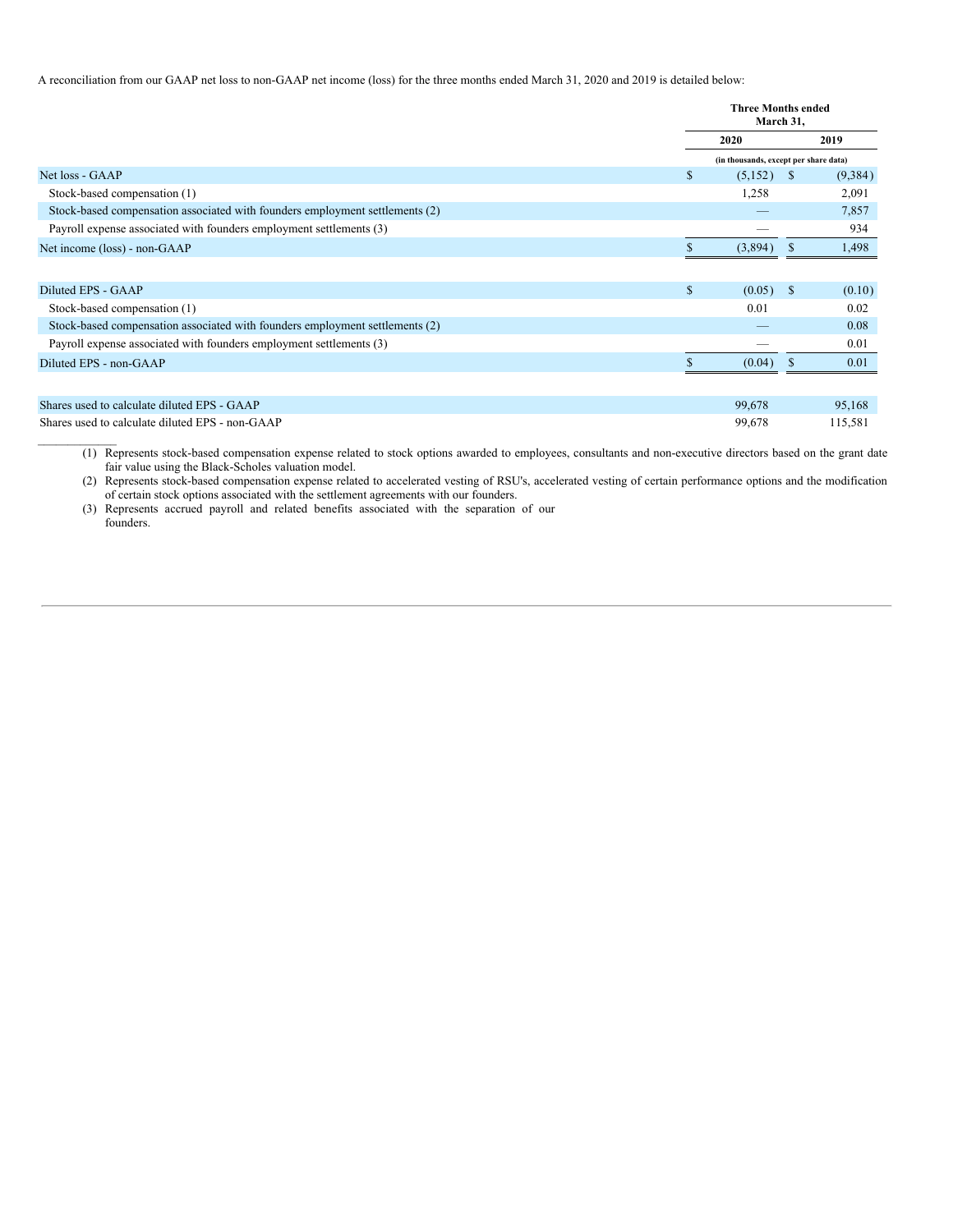A reconciliation from our GAAP net loss to non-GAAP net income (loss) for the three months ended March 31, 2020 and 2019 is detailed below:

| | Three Months ended March 31, | |
|---|---|---|
| | 2020 | 2019 |
| | (in thousands, except per share data) | |
| Net loss - GAAP | $ (5,152) | $ (9,384) |
| Stock-based compensation (1) | 1,258 | 2,091 |
| Stock-based compensation associated with founders employment settlements (2) | — | 7,857 |
| Payroll expense associated with founders employment settlements (3) | — | 934 |
| Net income (loss) - non-GAAP | $ (3,894) | $ 1,498 |
| | | |
| Diluted EPS - GAAP | $ (0.05) | $ (0.10) |
| Stock-based compensation (1) | 0.01 | 0.02 |
| Stock-based compensation associated with founders employment settlements (2) | — | 0.08 |
| Payroll expense associated with founders employment settlements (3) | — | 0.01 |
| Diluted EPS - non-GAAP | $ (0.04) | $ 0.01 |
| | | |
| Shares used to calculate diluted EPS - GAAP | 99,678 | 95,168 |
| Shares used to calculate diluted EPS - non-GAAP | 99,678 | 115,581 |

(1) Represents stock-based compensation expense related to stock options awarded to employees, consultants and non-executive directors based on the grant date fair value using the Black-Scholes valuation model.

(2) Represents stock-based compensation expense related to accelerated vesting of RSU's, accelerated vesting of certain performance options and the modification of certain stock options associated with the settlement agreements with our founders.

(3) Represents accrued payroll and related benefits associated with the separation of our founders.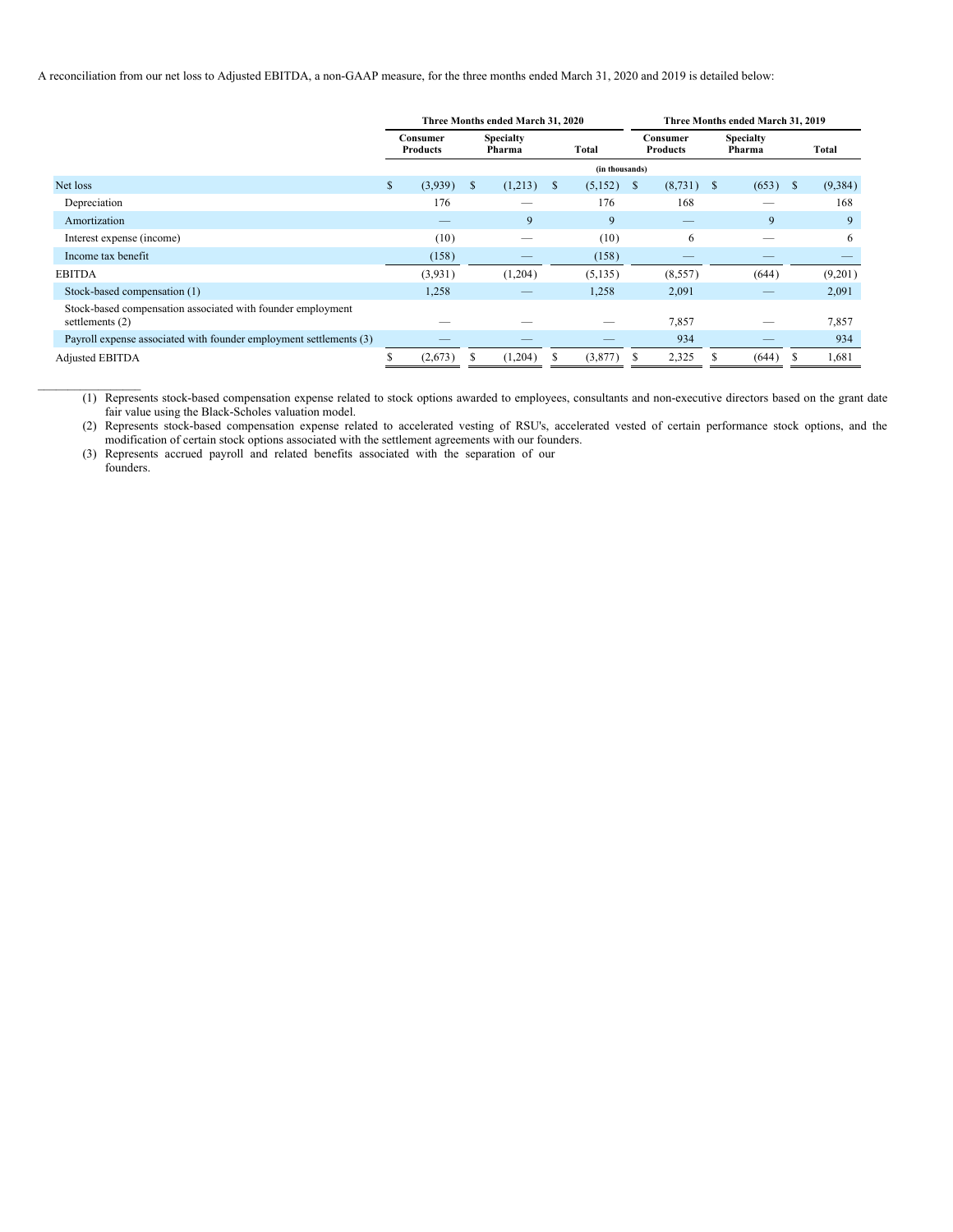A reconciliation from our net loss to Adjusted EBITDA, a non-GAAP measure, for the three months ended March 31, 2020 and 2019 is detailed below:

| | Three Months ended March 31, 2020 | | | Three Months ended March 31, 2019 | | |
|---|---|---|---|---|---|---|
| | Consumer Products | Specialty Pharma | Total | Consumer Products | Specialty Pharma | Total |
| | | | (in thousands) | | | |
| Net loss | $ (3,939) | $ (1,213) | $ (5,152) | $ (8,731) | $ (653) | $ (9,384) |
| Depreciation | 176 | — | 176 | 168 | — | 168 |
| Amortization | — | 9 | 9 | — | 9 | 9 |
| Interest expense (income) | (10) | — | (10) | 6 | — | 6 |
| Income tax benefit | (158) | — | (158) | — | — | — |
| EBITDA | (3,931) | (1,204) | (5,135) | (8,557) | (644) | (9,201) |
| Stock-based compensation (1) | 1,258 | — | 1,258 | 2,091 | — | 2,091 |
| Stock-based compensation associated with founder employment settlements (2) | — | — | — | 7,857 | — | 7,857 |
| Payroll expense associated with founder employment settlements (3) | — | — | — | 934 | — | 934 |
| Adjusted EBITDA | $ (2,673) | $ (1,204) | $ (3,877) | $ 2,325 | $ (644) | $ 1,681 |

(1) Represents stock-based compensation expense related to stock options awarded to employees, consultants and non-executive directors based on the grant date fair value using the Black-Scholes valuation model.

(2) Represents stock-based compensation expense related to accelerated vesting of RSU's, accelerated vested of certain performance stock options, and the modification of certain stock options associated with the settlement agreements with our founders.

(3) Represents accrued payroll and related benefits associated with the separation of our founders.